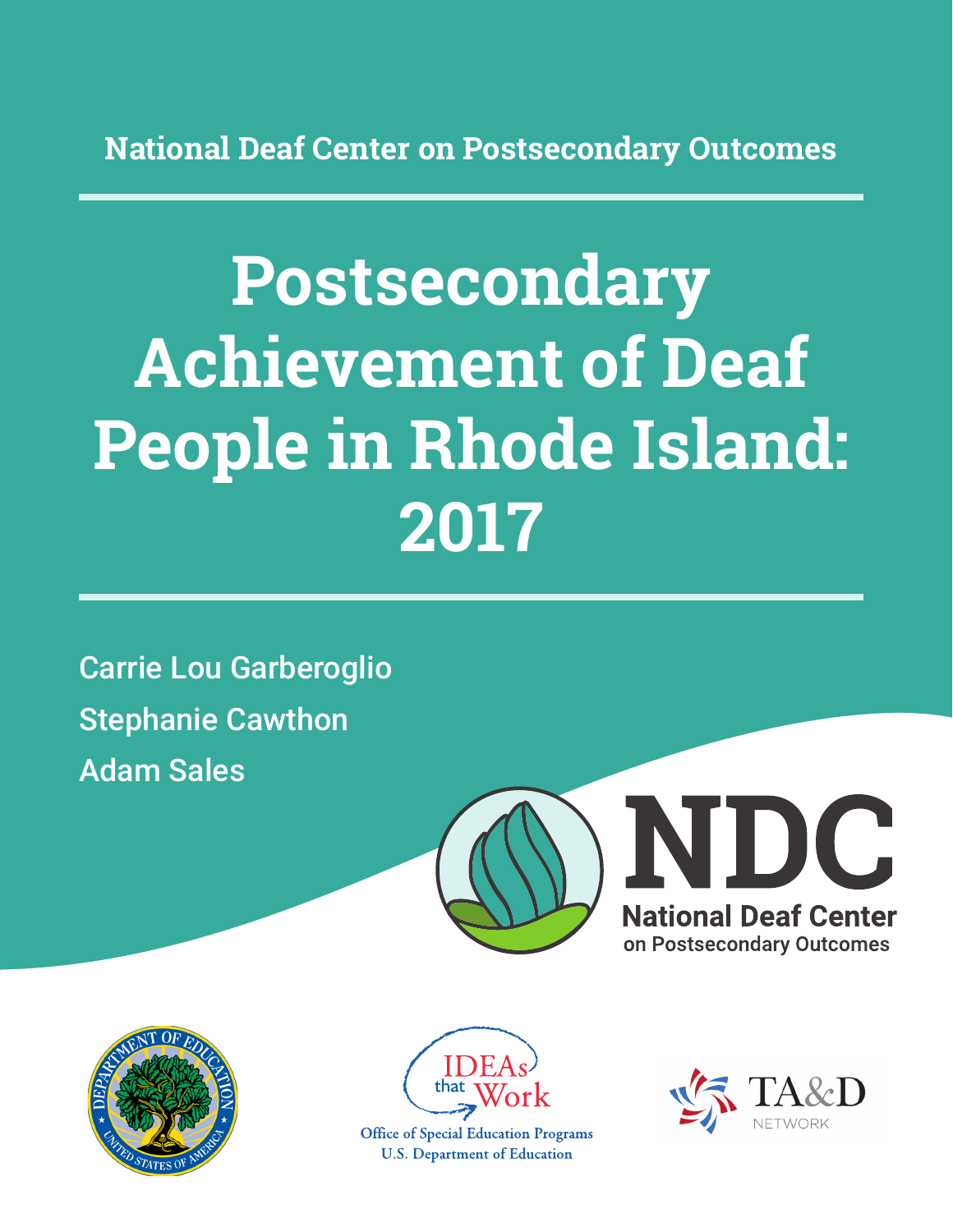National Deaf Center on Postsecondary Outcomes

# Postsecondary Achievement of Deaf People in Rhode Island: 2017

Carrie Lou Garberoglio

Stephanie Cawthon

Adam Sales

NDC
National Deaf Center on Postsecondary Outcomes

IDEAs that Work
Office of Special Education Programs
U.S. Department of Education

TA&D NETWORK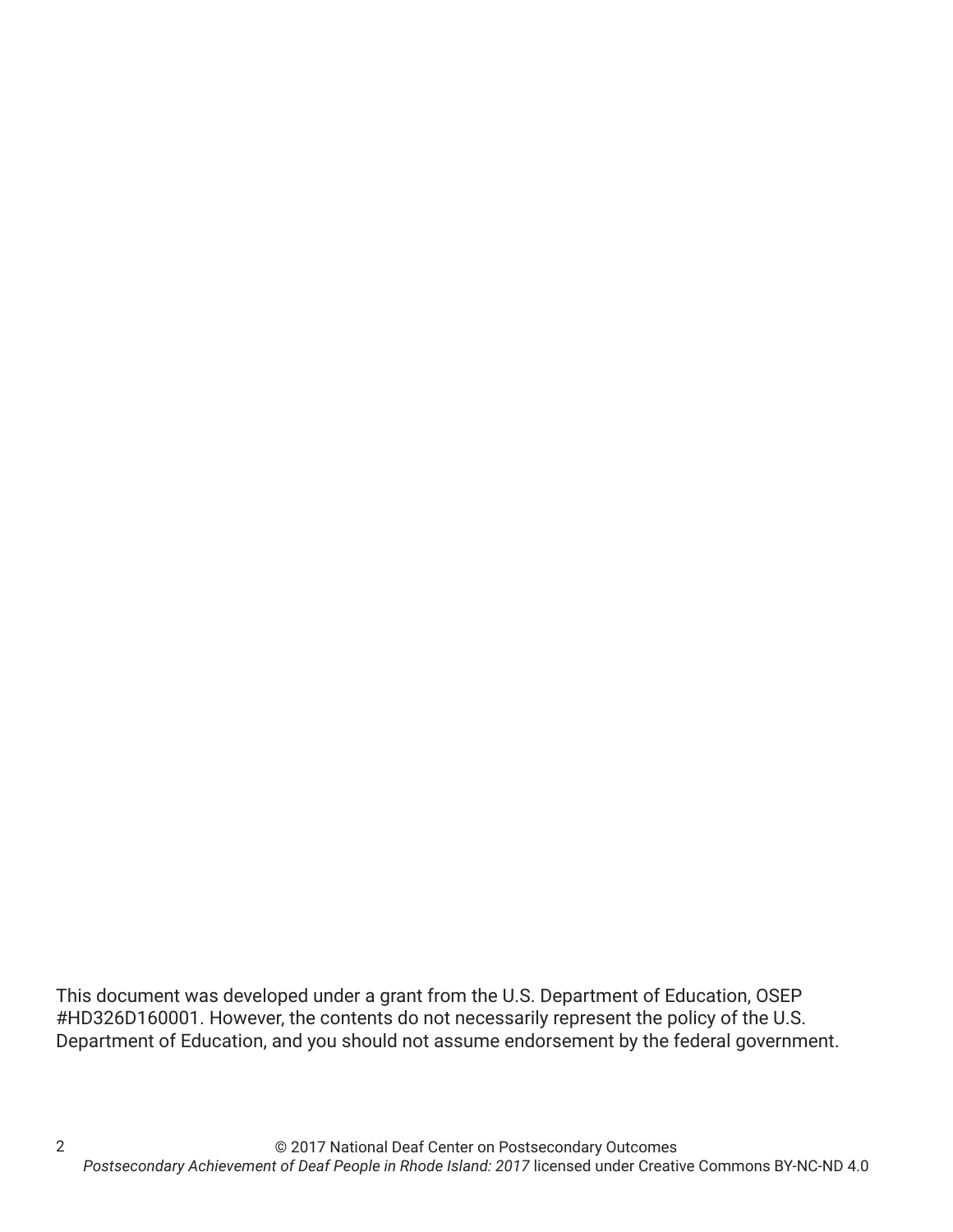This document was developed under a grant from the U.S. Department of Education, OSEP #HD326D160001. However, the contents do not necessarily represent the policy of the U.S. Department of Education, and you should not assume endorsement by the federal government.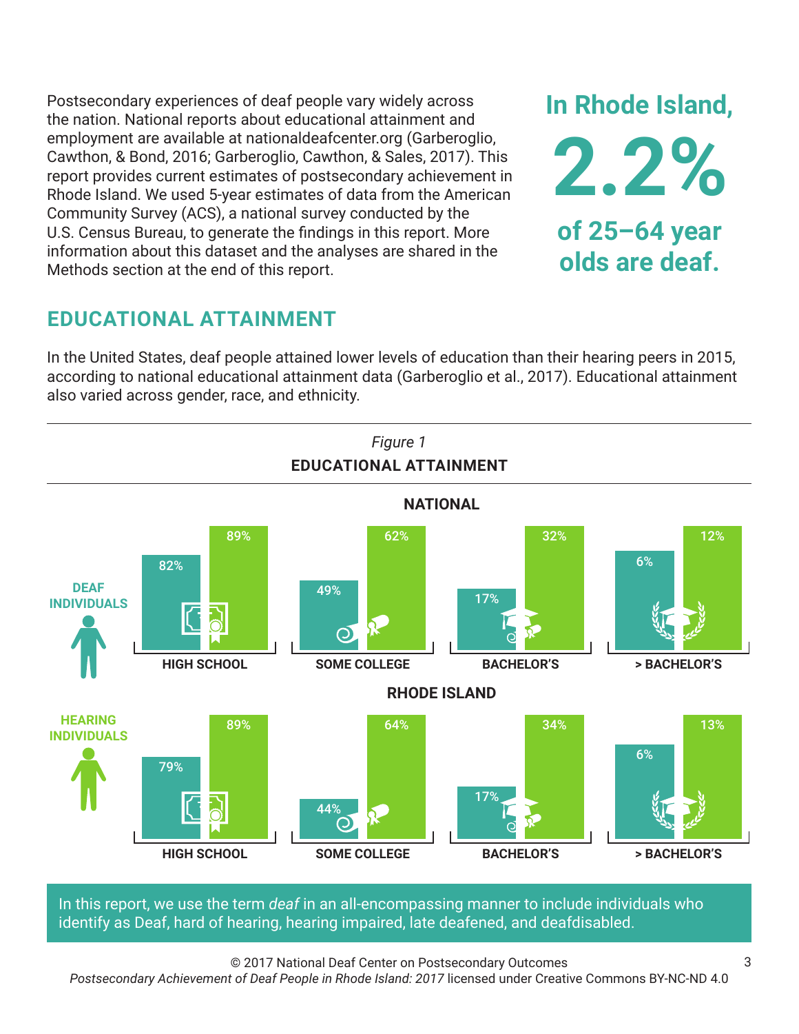Postsecondary experiences of deaf people vary widely across the nation. National reports about educational attainment and employment are available at nationaldeafcenter.org (Garberoglio, Cawthon, & Bond, 2016; Garberoglio, Cawthon, & Sales, 2017). This report provides current estimates of postsecondary achievement in Rhode Island. We used 5-year estimates of data from the American Community Survey (ACS), a national survey conducted by the U.S. Census Bureau, to generate the findings in this report. More information about this dataset and the analyses are shared in the Methods section at the end of this report.

**In Rhode Island, 2.2% of 25–64 year olds are deaf.**

## EDUCATIONAL ATTAINMENT

In the United States, deaf people attained lower levels of education than their hearing peers in 2015, according to national educational attainment data (Garberoglio et al., 2017). Educational attainment also varied across gender, race, and ethnicity.

*Figure 1*

**EDUCATIONAL ATTAINMENT**

**NATIONAL**

| | HIGH SCHOOL | SOME COLLEGE | BACHELOR'S | > BACHELOR'S |
|---|---|---|---|---|
| DEAF INDIVIDUALS | 82% | 49% | 17% | 6% |
| HEARING INDIVIDUALS | 89% | 62% | 32% | 12% |

**RHODE ISLAND**

| | HIGH SCHOOL | SOME COLLEGE | BACHELOR'S | > BACHELOR'S |
|---|---|---|---|---|
| DEAF INDIVIDUALS | 79% | 44% | 17% | 6% |
| HEARING INDIVIDUALS | 89% | 64% | 34% | 13% |

In this report, we use the term *deaf* in an all-encompassing manner to include individuals who identify as Deaf, hard of hearing, hearing impaired, late deafened, and deafdisabled.

© 2017 National Deaf Center on Postsecondary Outcomes
*Postsecondary Achievement of Deaf People in Rhode Island: 2017* licensed under Creative Commons BY-NC-ND 4.0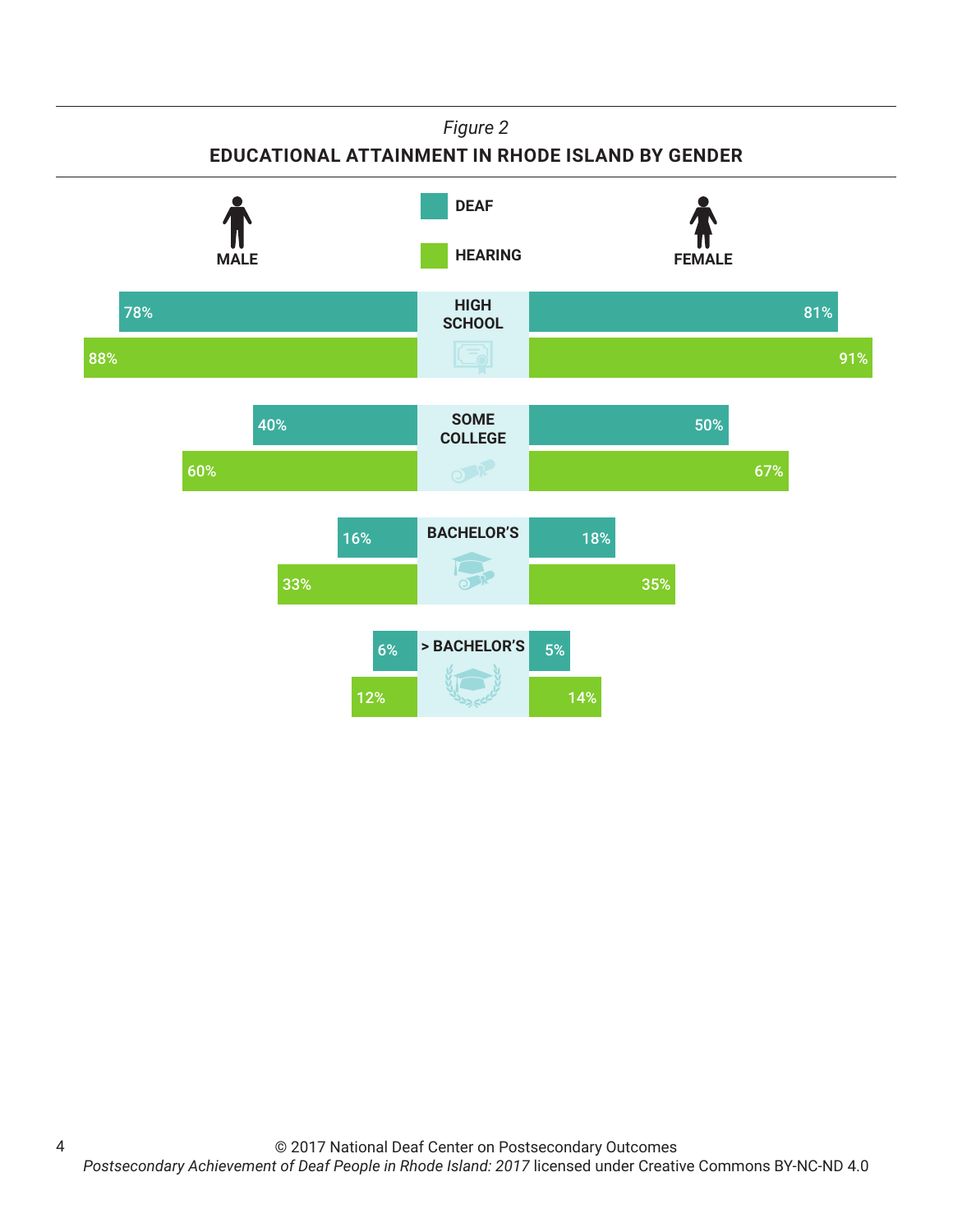*Figure 2*

**EDUCATIONAL ATTAINMENT IN RHODE ISLAND BY GENDER**

| | Male – Deaf | Male – Hearing | Female – Deaf | Female – Hearing |
|---|---|---|---|---|
| HIGH SCHOOL | 78% | 88% | 81% | 91% |
| SOME COLLEGE | 40% | 60% | 50% | 67% |
| BACHELOR'S | 16% | 33% | 18% | 35% |
| > BACHELOR'S | 6% | 12% | 5% | 14% |

© 2017 National Deaf Center on Postsecondary Outcomes
*Postsecondary Achievement of Deaf People in Rhode Island: 2017* licensed under Creative Commons BY-NC-ND 4.0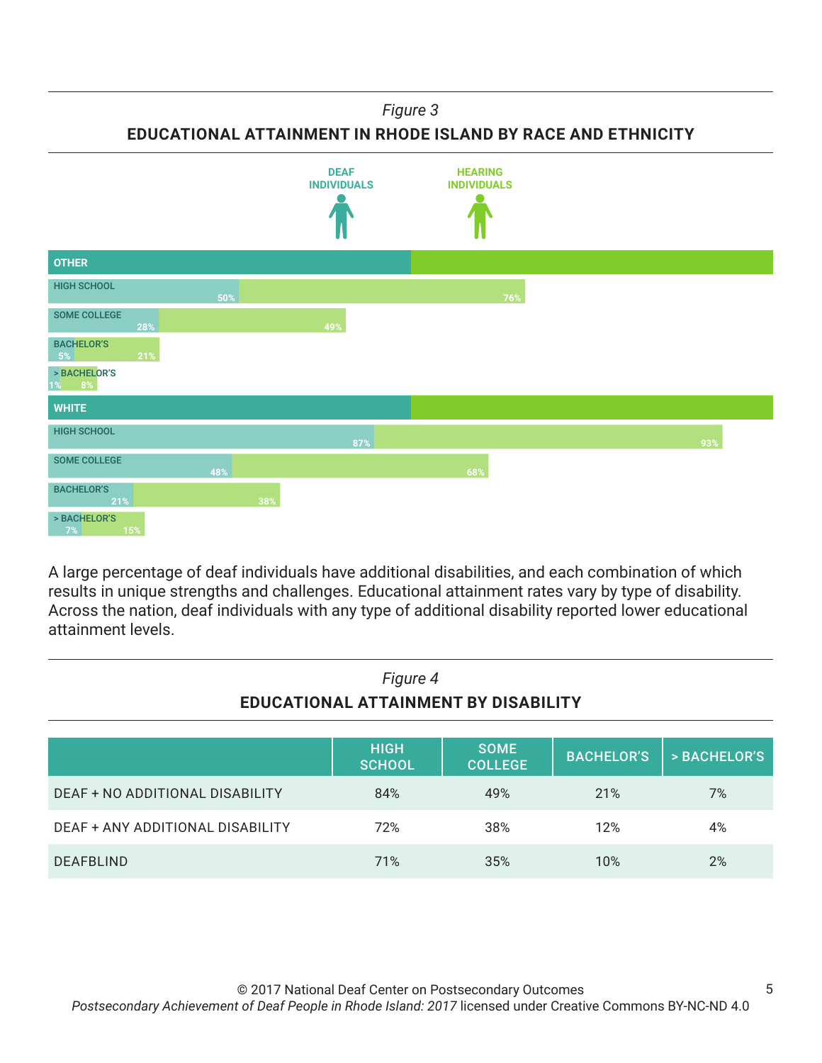*Figure 3*

**EDUCATIONAL ATTAINMENT IN RHODE ISLAND BY RACE AND ETHNICITY**

| | DEAF INDIVIDUALS | HEARING INDIVIDUALS |
|---|---|---|
| **OTHER** | | |
| HIGH SCHOOL | 50% | 76% |
| SOME COLLEGE | 28% | 49% |
| BACHELOR'S | 5% | 21% |
| > BACHELOR'S | 1% | 8% |
| **WHITE** | | |
| HIGH SCHOOL | 87% | 93% |
| SOME COLLEGE | 48% | 68% |
| BACHELOR'S | 21% | 38% |
| > BACHELOR'S | 7% | 15% |

A large percentage of deaf individuals have additional disabilities, and each combination of which results in unique strengths and challenges. Educational attainment rates vary by type of disability. Across the nation, deaf individuals with any type of additional disability reported lower educational attainment levels.

*Figure 4*

**EDUCATIONAL ATTAINMENT BY DISABILITY**

| | HIGH SCHOOL | SOME COLLEGE | BACHELOR'S | > BACHELOR'S |
|---|---|---|---|---|
| DEAF + NO ADDITIONAL DISABILITY | 84% | 49% | 21% | 7% |
| DEAF + ANY ADDITIONAL DISABILITY | 72% | 38% | 12% | 4% |
| DEAFBLIND | 71% | 35% | 10% | 2% |

© 2017 National Deaf Center on Postsecondary Outcomes
*Postsecondary Achievement of Deaf People in Rhode Island: 2017* licensed under Creative Commons BY-NC-ND 4.0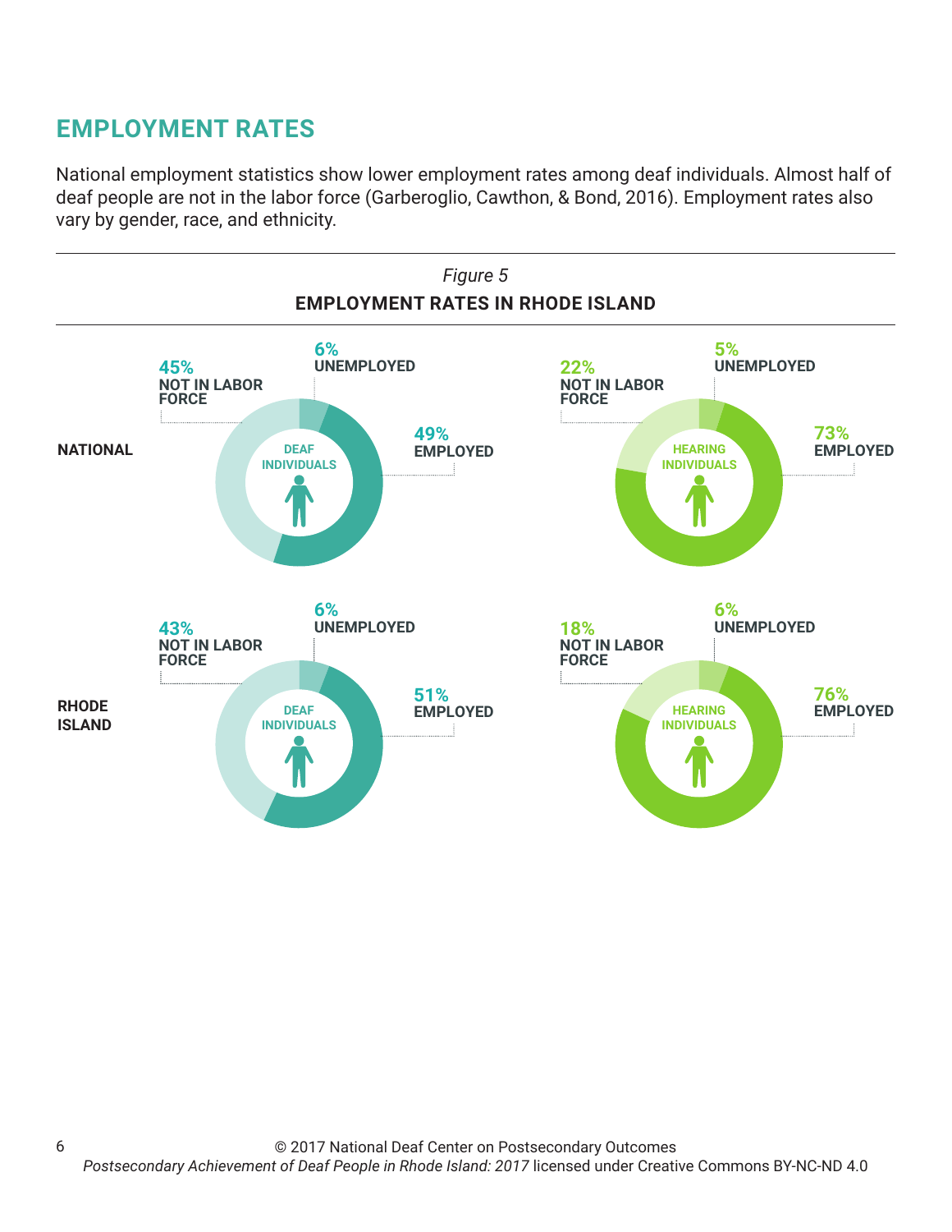## EMPLOYMENT RATES

National employment statistics show lower employment rates among deaf individuals. Almost half of deaf people are not in the labor force (Garberoglio, Cawthon, & Bond, 2016). Employment rates also vary by gender, race, and ethnicity.

*Figure 5*

**EMPLOYMENT RATES IN RHODE ISLAND**

| | Deaf Individuals | | | Hearing Individuals | | |
|---|---|---|---|---|---|---|
| | Employed | Unemployed | Not in Labor Force | Employed | Unemployed | Not in Labor Force |
| **NATIONAL** | 49% | 6% | 45% | 73% | 5% | 22% |
| **RHODE ISLAND** | 51% | 6% | 43% | 76% | 6% | 18% |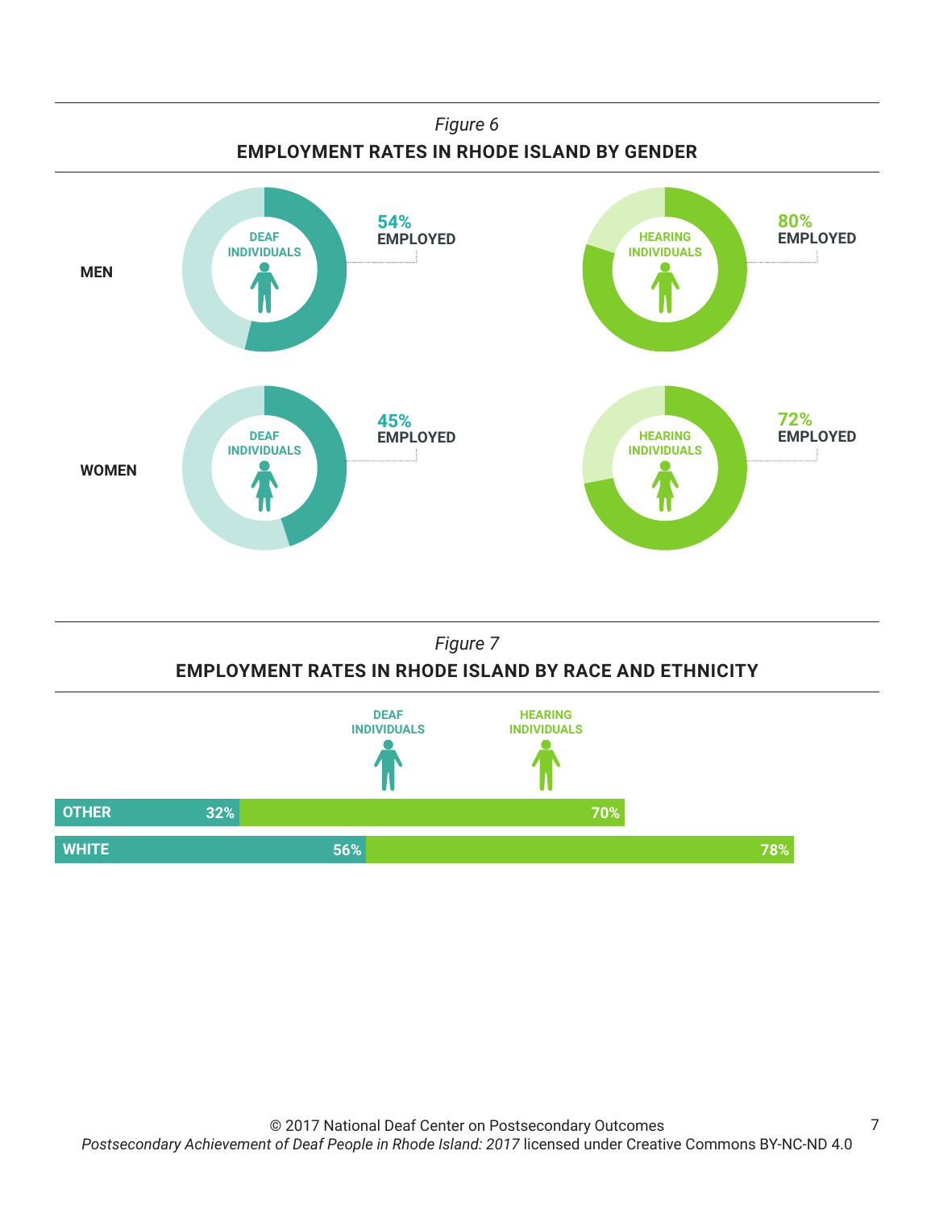*Figure 6*

**EMPLOYMENT RATES IN RHODE ISLAND BY GENDER**

| | DEAF INDIVIDUALS | HEARING INDIVIDUALS |
|---|---|---|
| MEN | 54% EMPLOYED | 80% EMPLOYED |
| WOMEN | 45% EMPLOYED | 72% EMPLOYED |

*Figure 7*

**EMPLOYMENT RATES IN RHODE ISLAND BY RACE AND ETHNICITY**

| | DEAF INDIVIDUALS | HEARING INDIVIDUALS |
|---|---|---|
| OTHER | 32% | 70% |
| WHITE | 56% | 78% |

© 2017 National Deaf Center on Postsecondary Outcomes
*Postsecondary Achievement of Deaf People in Rhode Island: 2017* licensed under Creative Commons BY-NC-ND 4.0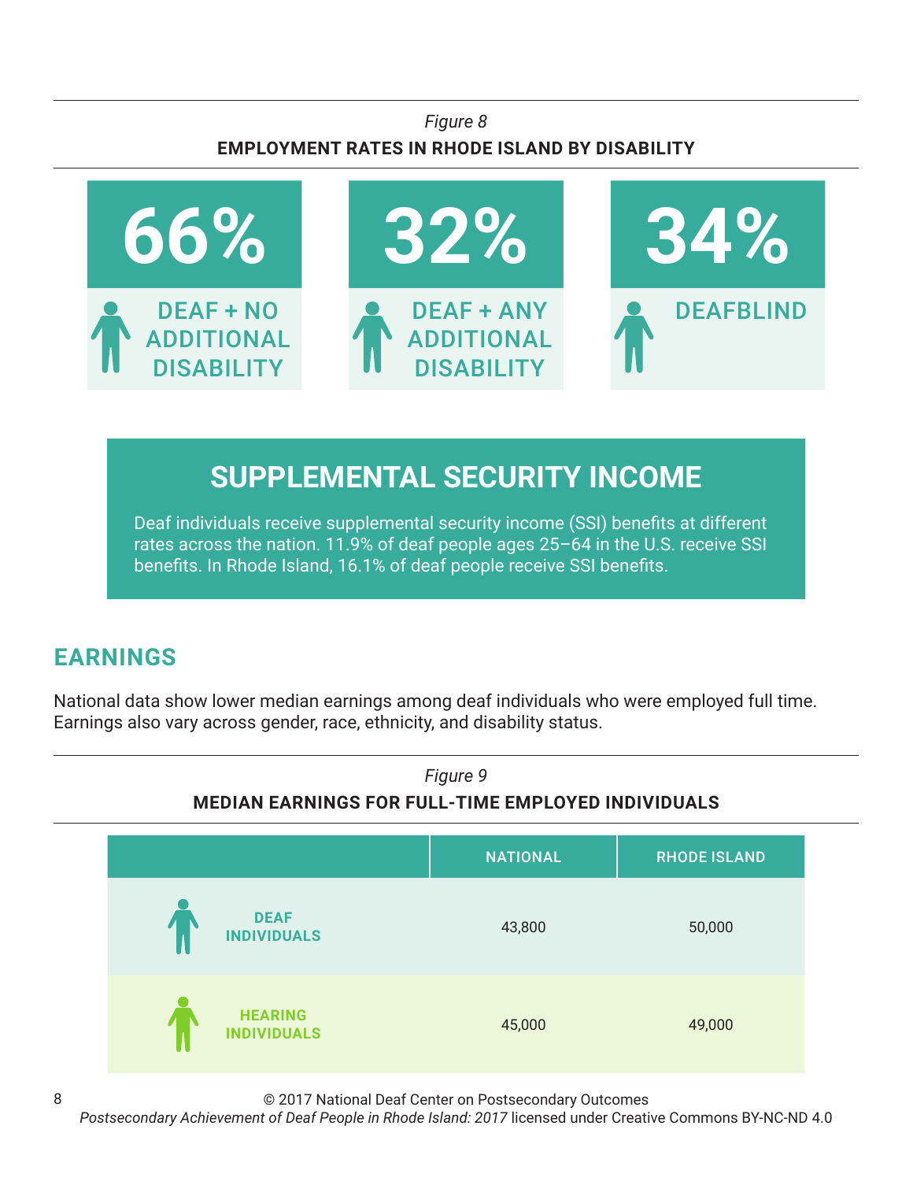*Figure 8*

**EMPLOYMENT RATES IN RHODE ISLAND BY DISABILITY**

| Deaf + No Additional Disability | Deaf + Any Additional Disability | Deafblind |
|---|---|---|
| 66% | 32% | 34% |

## SUPPLEMENTAL SECURITY INCOME

Deaf individuals receive supplemental security income (SSI) benefits at different rates across the nation. 11.9% of deaf people ages 25–64 in the U.S. receive SSI benefits. In Rhode Island, 16.1% of deaf people receive SSI benefits.

## EARNINGS

National data show lower median earnings among deaf individuals who were employed full time. Earnings also vary across gender, race, ethnicity, and disability status.

*Figure 9*

**MEDIAN EARNINGS FOR FULL-TIME EMPLOYED INDIVIDUALS**

| | NATIONAL | RHODE ISLAND |
|---|---|---|
| DEAF INDIVIDUALS | 43,800 | 50,000 |
| HEARING INDIVIDUALS | 45,000 | 49,000 |

© 2017 National Deaf Center on Postsecondary Outcomes
*Postsecondary Achievement of Deaf People in Rhode Island: 2017* licensed under Creative Commons BY-NC-ND 4.0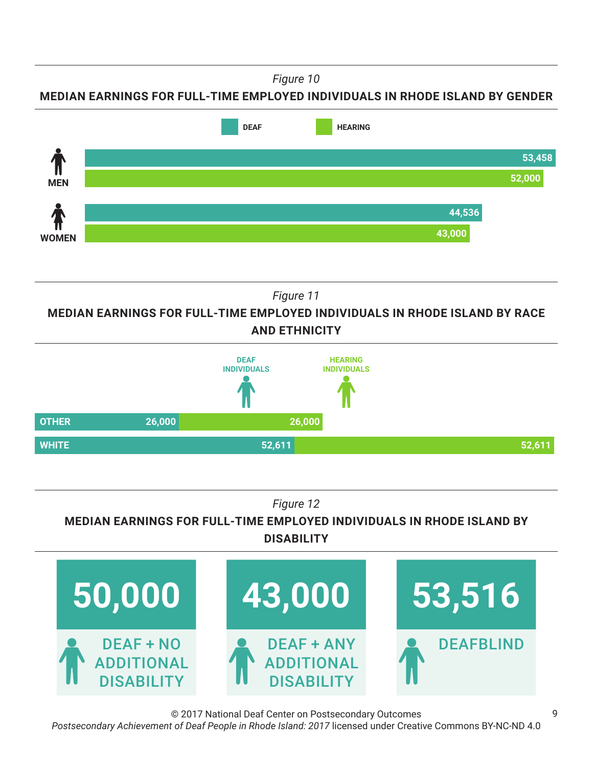*Figure 10*

**MEDIAN EARNINGS FOR FULL-TIME EMPLOYED INDIVIDUALS IN RHODE ISLAND BY GENDER**

| | DEAF | HEARING |
|---|---|---|
| MEN | 53,458 | 52,000 |
| WOMEN | 44,536 | 43,000 |

*Figure 11*

**MEDIAN EARNINGS FOR FULL-TIME EMPLOYED INDIVIDUALS IN RHODE ISLAND BY RACE AND ETHNICITY**

| | DEAF INDIVIDUALS | HEARING INDIVIDUALS |
|---|---|---|
| OTHER | 26,000 | 26,000 |
| WHITE | 52,611 | 52,611 |

*Figure 12*

**MEDIAN EARNINGS FOR FULL-TIME EMPLOYED INDIVIDUALS IN RHODE ISLAND BY DISABILITY**

| DEAF + NO ADDITIONAL DISABILITY | DEAF + ANY ADDITIONAL DISABILITY | DEAFBLIND |
|---|---|---|
| 50,000 | 43,000 | 53,516 |

© 2017 National Deaf Center on Postsecondary Outcomes
*Postsecondary Achievement of Deaf People in Rhode Island: 2017* licensed under Creative Commons BY-NC-ND 4.0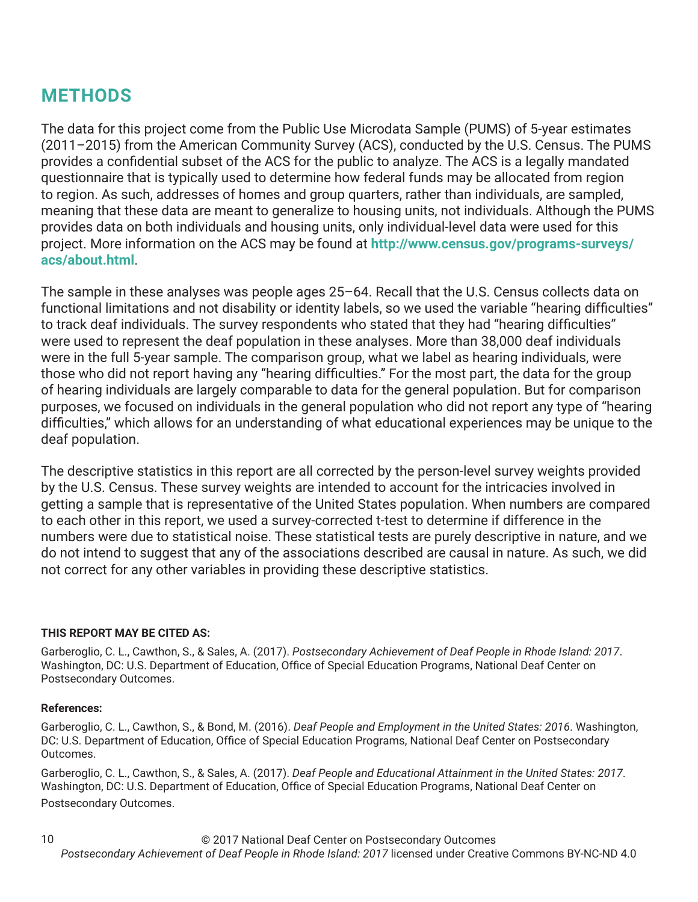## METHODS

The data for this project come from the Public Use Microdata Sample (PUMS) of 5-year estimates (2011–2015) from the American Community Survey (ACS), conducted by the U.S. Census. The PUMS provides a confidential subset of the ACS for the public to analyze. The ACS is a legally mandated questionnaire that is typically used to determine how federal funds may be allocated from region to region. As such, addresses of homes and group quarters, rather than individuals, are sampled, meaning that these data are meant to generalize to housing units, not individuals. Although the PUMS provides data on both individuals and housing units, only individual-level data were used for this project. More information on the ACS may be found at **http://www.census.gov/programs-surveys/acs/about.html**.

The sample in these analyses was people ages 25–64. Recall that the U.S. Census collects data on functional limitations and not disability or identity labels, so we used the variable "hearing difficulties" to track deaf individuals. The survey respondents who stated that they had "hearing difficulties" were used to represent the deaf population in these analyses. More than 38,000 deaf individuals were in the full 5-year sample. The comparison group, what we label as hearing individuals, were those who did not report having any "hearing difficulties." For the most part, the data for the group of hearing individuals are largely comparable to data for the general population. But for comparison purposes, we focused on individuals in the general population who did not report any type of "hearing difficulties," which allows for an understanding of what educational experiences may be unique to the deaf population.

The descriptive statistics in this report are all corrected by the person-level survey weights provided by the U.S. Census. These survey weights are intended to account for the intricacies involved in getting a sample that is representative of the United States population. When numbers are compared to each other in this report, we used a survey-corrected t-test to determine if difference in the numbers were due to statistical noise. These statistical tests are purely descriptive in nature, and we do not intend to suggest that any of the associations described are causal in nature. As such, we did not correct for any other variables in providing these descriptive statistics.

**THIS REPORT MAY BE CITED AS:**

Garberoglio, C. L., Cawthon, S., & Sales, A. (2017). *Postsecondary Achievement of Deaf People in Rhode Island: 2017*. Washington, DC: U.S. Department of Education, Office of Special Education Programs, National Deaf Center on Postsecondary Outcomes.

**References:**

Garberoglio, C. L., Cawthon, S., & Bond, M. (2016). *Deaf People and Employment in the United States: 2016*. Washington, DC: U.S. Department of Education, Office of Special Education Programs, National Deaf Center on Postsecondary Outcomes.

Garberoglio, C. L., Cawthon, S., & Sales, A. (2017). *Deaf People and Educational Attainment in the United States: 2017*. Washington, DC: U.S. Department of Education, Office of Special Education Programs, National Deaf Center on Postsecondary Outcomes.

© 2017 National Deaf Center on Postsecondary Outcomes
*Postsecondary Achievement of Deaf People in Rhode Island: 2017* licensed under Creative Commons BY-NC-ND 4.0